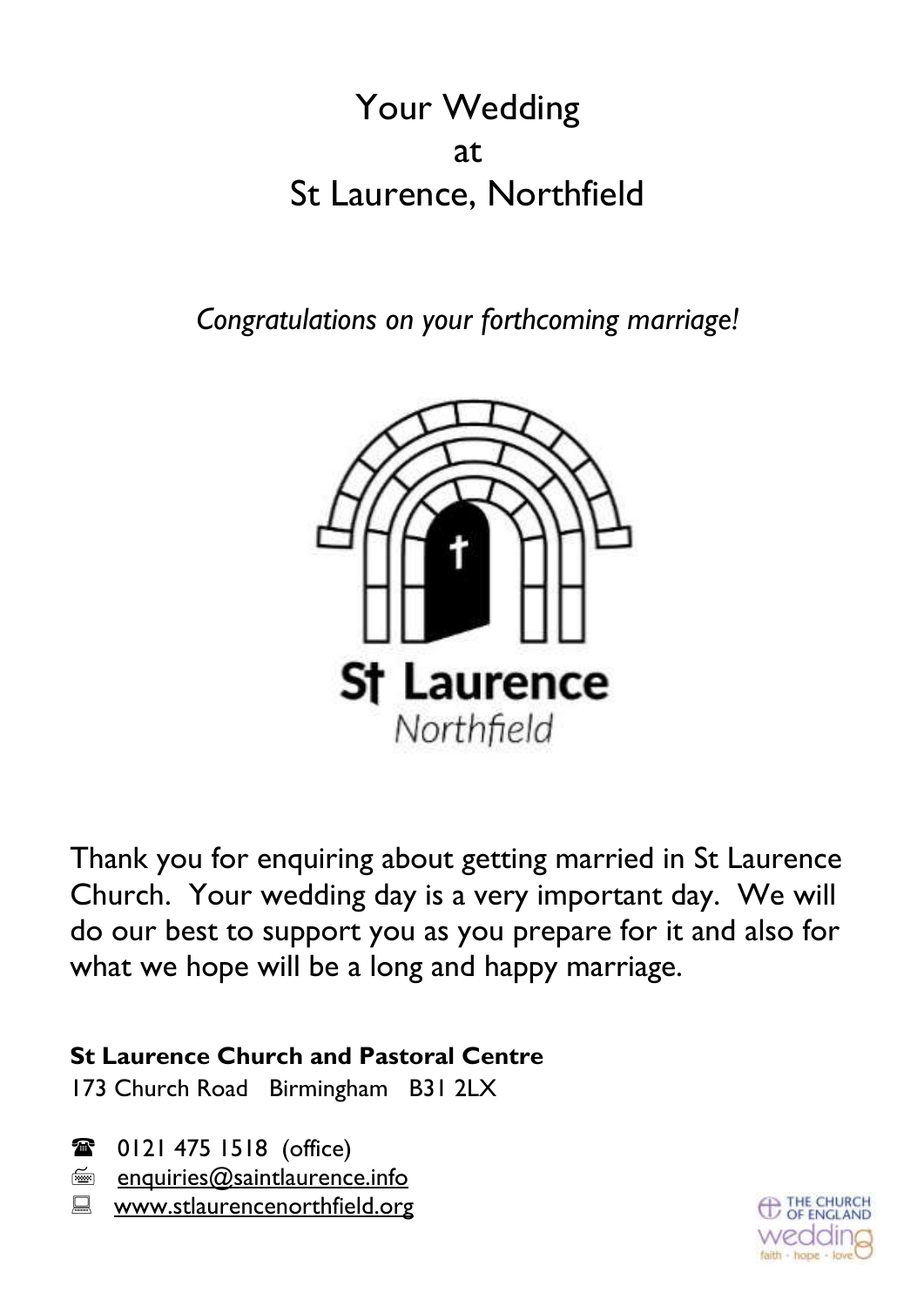# Your Wedding at St Laurence, Northfield

*Congratulations on your forthcoming marriage!*

St Laurence
Northfield

Thank you for enquiring about getting married in St Laurence Church. Your wedding day is a very important day. We will do our best to support you as you prepare for it and also for what we hope will be a long and happy marriage.

**St Laurence Church and Pastoral Centre**
173 Church Road Birmingham B31 2LX

0121 475 1518 (office)
enquiries@saintlaurence.info
www.stlaurencenorthfield.org

THE CHURCH OF ENGLAND wedding faith · hope · love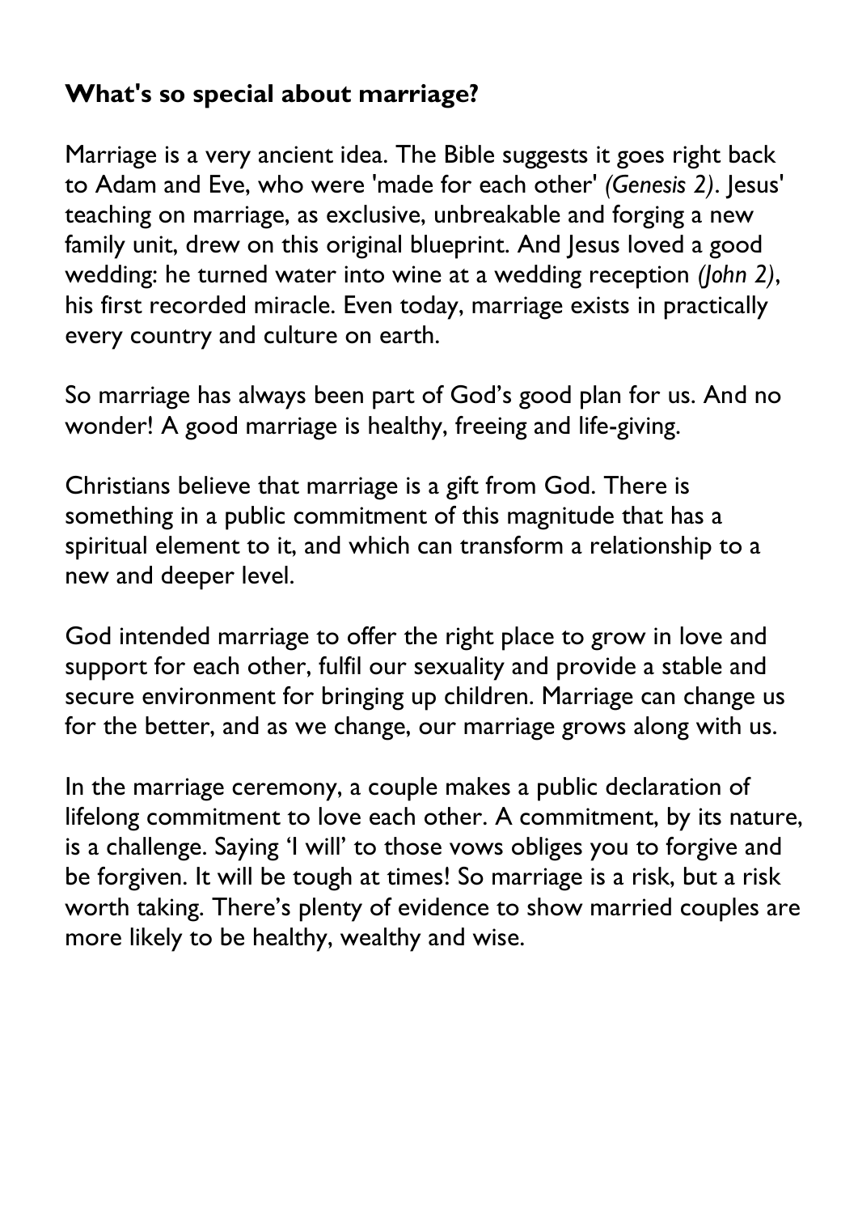## What's so special about marriage?

Marriage is a very ancient idea. The Bible suggests it goes right back to Adam and Eve, who were 'made for each other' *(Genesis 2)*. Jesus' teaching on marriage, as exclusive, unbreakable and forging a new family unit, drew on this original blueprint. And Jesus loved a good wedding: he turned water into wine at a wedding reception *(John 2)*, his first recorded miracle. Even today, marriage exists in practically every country and culture on earth.

So marriage has always been part of God's good plan for us. And no wonder! A good marriage is healthy, freeing and life-giving.

Christians believe that marriage is a gift from God. There is something in a public commitment of this magnitude that has a spiritual element to it, and which can transform a relationship to a new and deeper level.

God intended marriage to offer the right place to grow in love and support for each other, fulfil our sexuality and provide a stable and secure environment for bringing up children. Marriage can change us for the better, and as we change, our marriage grows along with us.

In the marriage ceremony, a couple makes a public declaration of lifelong commitment to love each other. A commitment, by its nature, is a challenge. Saying 'I will' to those vows obliges you to forgive and be forgiven. It will be tough at times! So marriage is a risk, but a risk worth taking. There's plenty of evidence to show married couples are more likely to be healthy, wealthy and wise.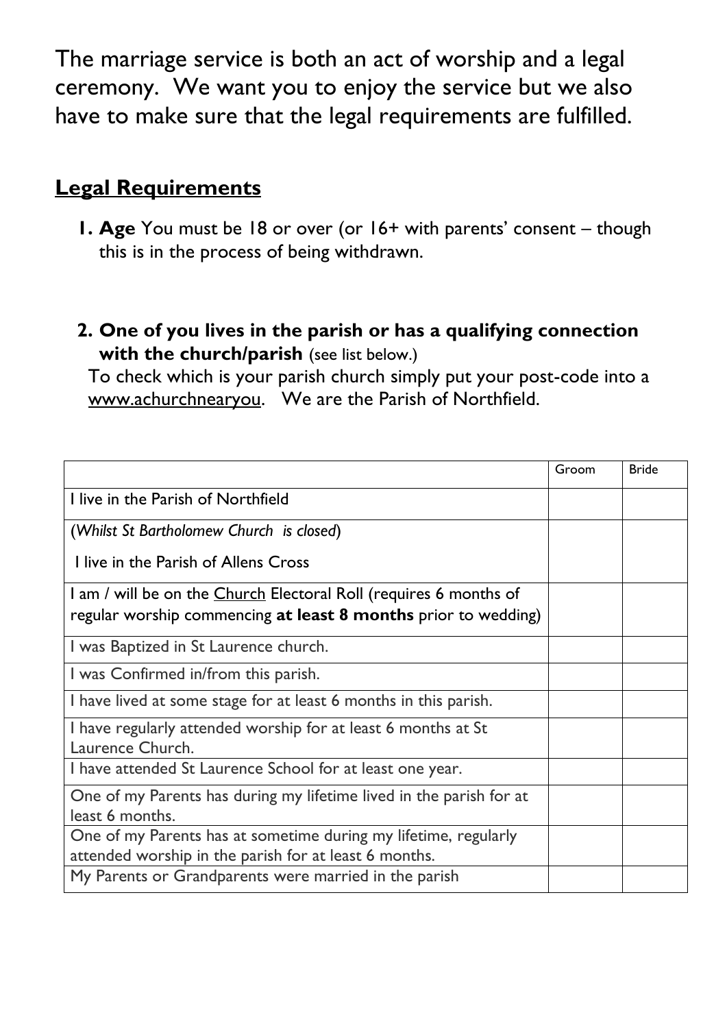The marriage service is both an act of worship and a legal ceremony. We want you to enjoy the service but we also have to make sure that the legal requirements are fulfilled.

## Legal Requirements

1. **Age** You must be 18 or over (or 16+ with parents' consent – though this is in the process of being withdrawn.

2. **One of you lives in the parish or has a qualifying connection with the church/parish** (see list below.)
   To check which is your parish church simply put your post-code into a www.achurchnearyou. We are the Parish of Northfield.

| | Groom | Bride |
|---|---|---|
| I live in the Parish of Northfield | | |
| (*Whilst St Bartholomew Church is closed*) I live in the Parish of Allens Cross | | |
| I am / will be on the Church Electoral Roll (requires 6 months of regular worship commencing **at least 8 months** prior to wedding) | | |
| I was Baptized in St Laurence church. | | |
| I was Confirmed in/from this parish. | | |
| I have lived at some stage for at least 6 months in this parish. | | |
| I have regularly attended worship for at least 6 months at St Laurence Church. | | |
| I have attended St Laurence School for at least one year. | | |
| One of my Parents has during my lifetime lived in the parish for at least 6 months. | | |
| One of my Parents has at sometime during my lifetime, regularly attended worship in the parish for at least 6 months. | | |
| My Parents or Grandparents were married in the parish | | |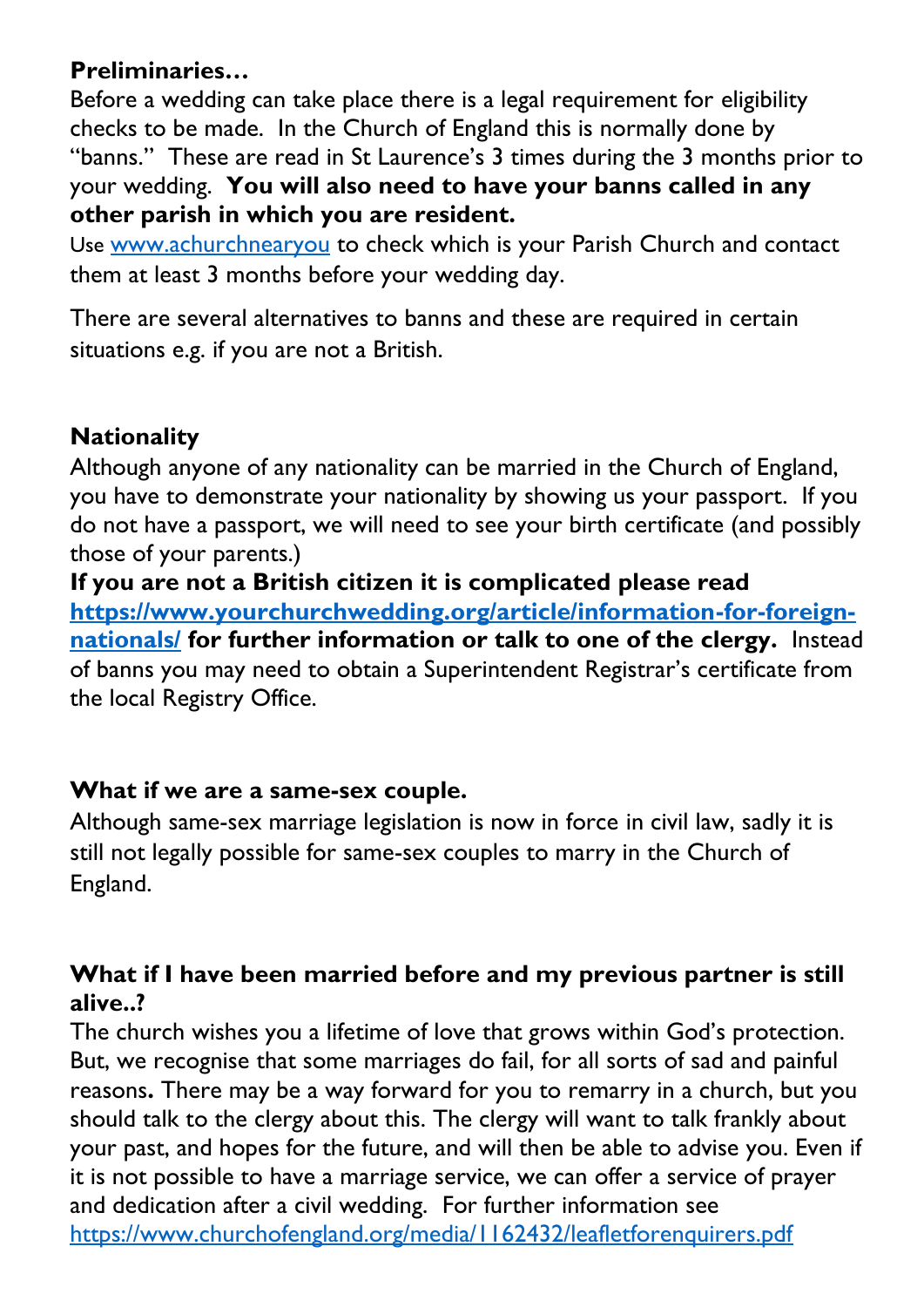**Preliminaries…**

Before a wedding can take place there is a legal requirement for eligibility checks to be made. In the Church of England this is normally done by "banns." These are read in St Laurence's 3 times during the 3 months prior to your wedding. **You will also need to have your banns called in any other parish in which you are resident.**

Use [www.achurchnearyou](www.achurchnearyou) to check which is your Parish Church and contact them at least 3 months before your wedding day.

There are several alternatives to banns and these are required in certain situations e.g. if you are not a British.

**Nationality**

Although anyone of any nationality can be married in the Church of England, you have to demonstrate your nationality by showing us your passport. If you do not have a passport, we will need to see your birth certificate (and possibly those of your parents.)

**If you are not a British citizen it is complicated please read [https://www.yourchurchwedding.org/article/information-for-foreign-nationals/](https://www.yourchurchwedding.org/article/information-for-foreign-nationals/) for further information or talk to one of the clergy.** Instead of banns you may need to obtain a Superintendent Registrar's certificate from the local Registry Office.

**What if we are a same-sex couple.**

Although same-sex marriage legislation is now in force in civil law, sadly it is still not legally possible for same-sex couples to marry in the Church of England.

**What if I have been married before and my previous partner is still alive..?**

The church wishes you a lifetime of love that grows within God's protection. But, we recognise that some marriages do fail, for all sorts of sad and painful reasons**.** There may be a way forward for you to remarry in a church, but you should talk to the clergy about this. The clergy will want to talk frankly about your past, and hopes for the future, and will then be able to advise you. Even if it is not possible to have a marriage service, we can offer a service of prayer and dedication after a civil wedding. For further information see [https://www.churchofengland.org/media/1162432/leafletforenquirers.pdf](https://www.churchofengland.org/media/1162432/leafletforenquirers.pdf)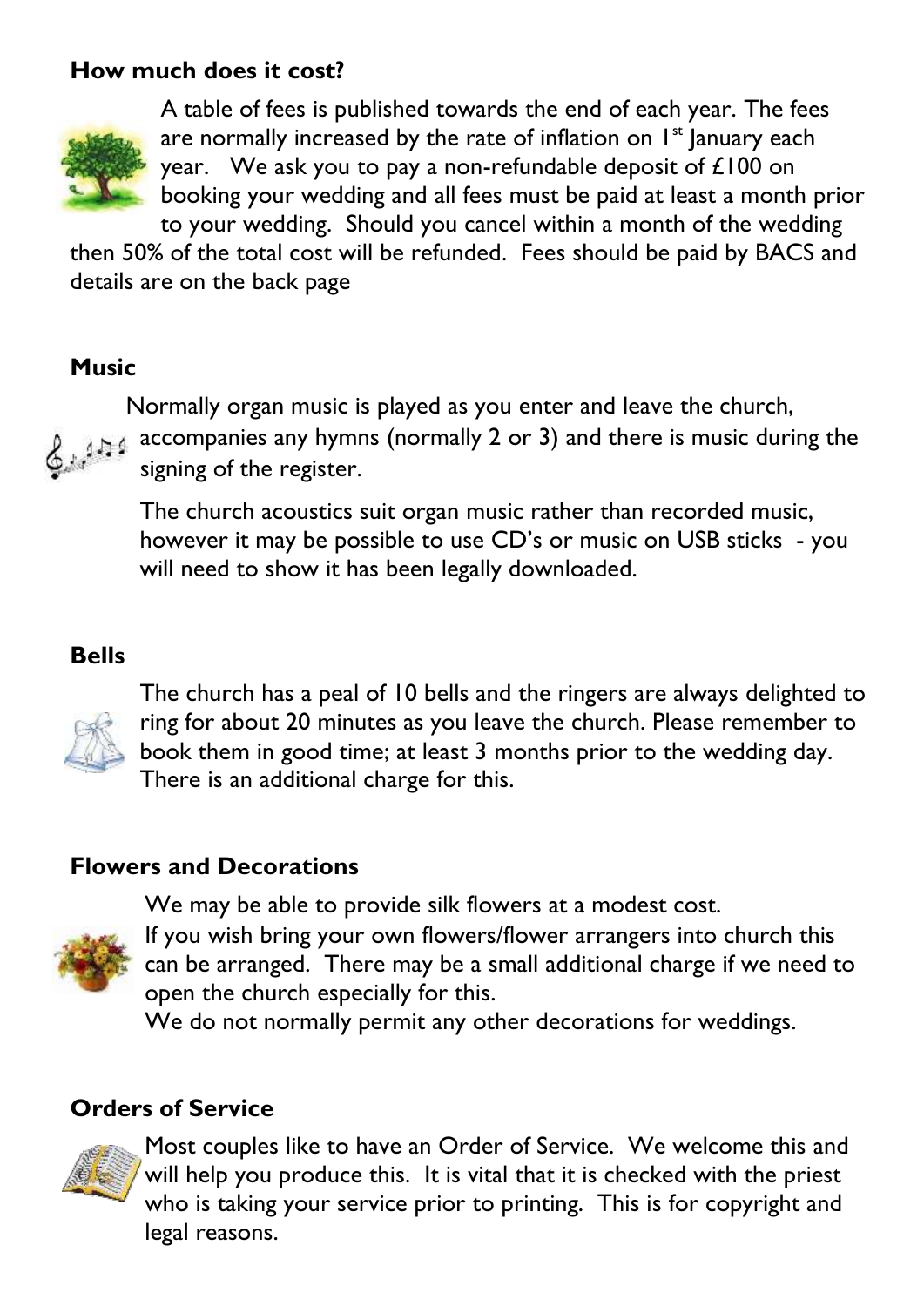**How much does it cost?**

A table of fees is published towards the end of each year. The fees are normally increased by the rate of inflation on 1st January each year. We ask you to pay a non-refundable deposit of £100 on booking your wedding and all fees must be paid at least a month prior to your wedding. Should you cancel within a month of the wedding then 50% of the total cost will be refunded. Fees should be paid by BACS and details are on the back page

**Music**

Normally organ music is played as you enter and leave the church, accompanies any hymns (normally 2 or 3) and there is music during the signing of the register.

The church acoustics suit organ music rather than recorded music, however it may be possible to use CD's or music on USB sticks - you will need to show it has been legally downloaded.

**Bells**

The church has a peal of 10 bells and the ringers are always delighted to ring for about 20 minutes as you leave the church. Please remember to book them in good time; at least 3 months prior to the wedding day. There is an additional charge for this.

**Flowers and Decorations**

We may be able to provide silk flowers at a modest cost.
If you wish bring your own flowers/flower arrangers into church this can be arranged. There may be a small additional charge if we need to open the church especially for this.
We do not normally permit any other decorations for weddings.

**Orders of Service**

Most couples like to have an Order of Service. We welcome this and will help you produce this. It is vital that it is checked with the priest who is taking your service prior to printing. This is for copyright and legal reasons.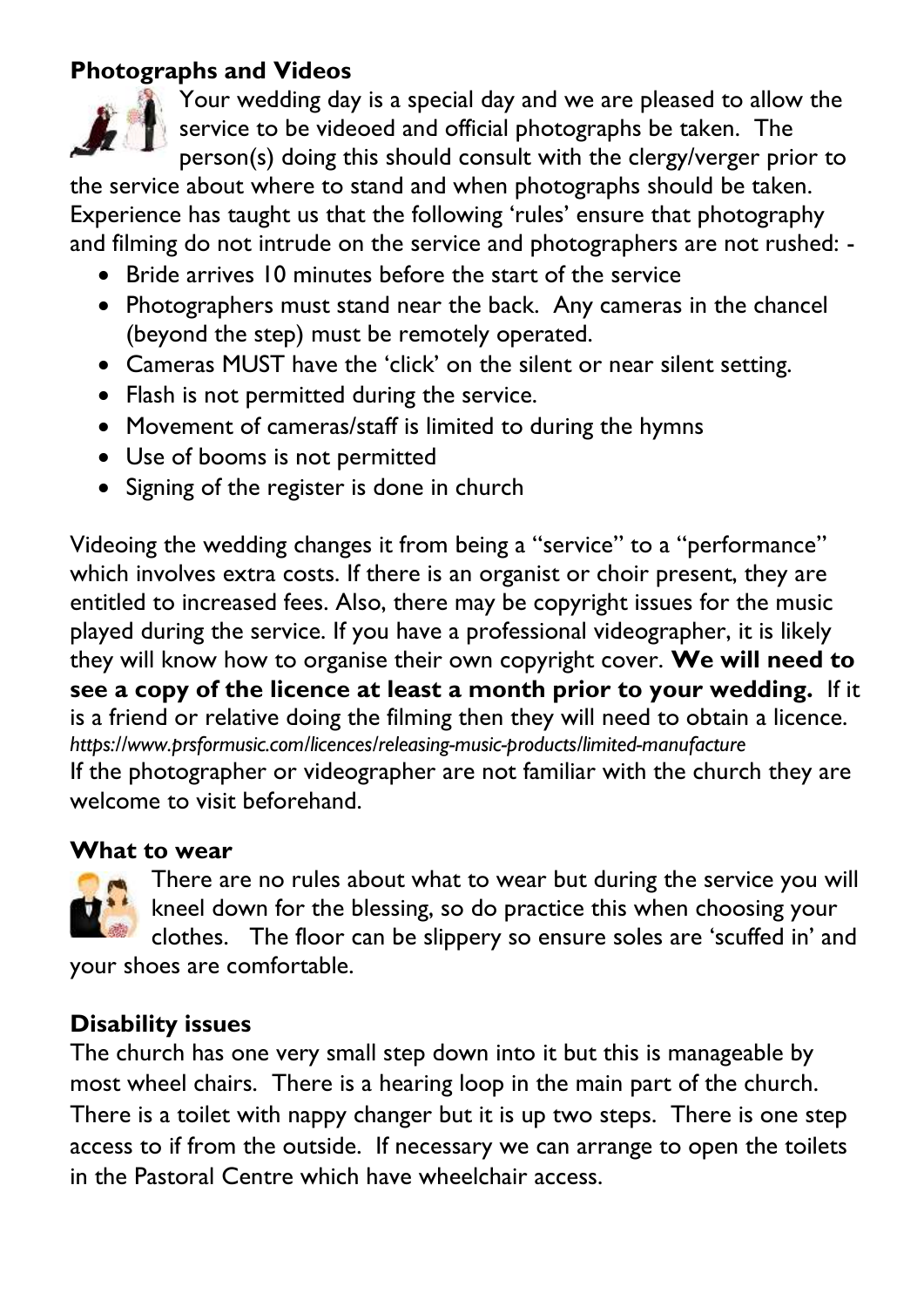## Photographs and Videos

Your wedding day is a special day and we are pleased to allow the service to be videoed and official photographs be taken. The person(s) doing this should consult with the clergy/verger prior to the service about where to stand and when photographs should be taken. Experience has taught us that the following 'rules' ensure that photography and filming do not intrude on the service and photographers are not rushed: -

- Bride arrives 10 minutes before the start of the service
- Photographers must stand near the back. Any cameras in the chancel (beyond the step) must be remotely operated.
- Cameras MUST have the 'click' on the silent or near silent setting.
- Flash is not permitted during the service.
- Movement of cameras/staff is limited to during the hymns
- Use of booms is not permitted
- Signing of the register is done in church

Videoing the wedding changes it from being a "service" to a "performance" which involves extra costs. If there is an organist or choir present, they are entitled to increased fees. Also, there may be copyright issues for the music played during the service. If you have a professional videographer, it is likely they will know how to organise their own copyright cover. **We will need to see a copy of the licence at least a month prior to your wedding.** If it is a friend or relative doing the filming then they will need to obtain a licence.
*https://www.prsformusic.com/licences/releasing-music-products/limited-manufacture*
If the photographer or videographer are not familiar with the church they are welcome to visit beforehand.

## What to wear

There are no rules about what to wear but during the service you will kneel down for the blessing, so do practice this when choosing your clothes. The floor can be slippery so ensure soles are 'scuffed in' and your shoes are comfortable.

## Disability issues

The church has one very small step down into it but this is manageable by most wheel chairs. There is a hearing loop in the main part of the church. There is a toilet with nappy changer but it is up two steps. There is one step access to if from the outside. If necessary we can arrange to open the toilets in the Pastoral Centre which have wheelchair access.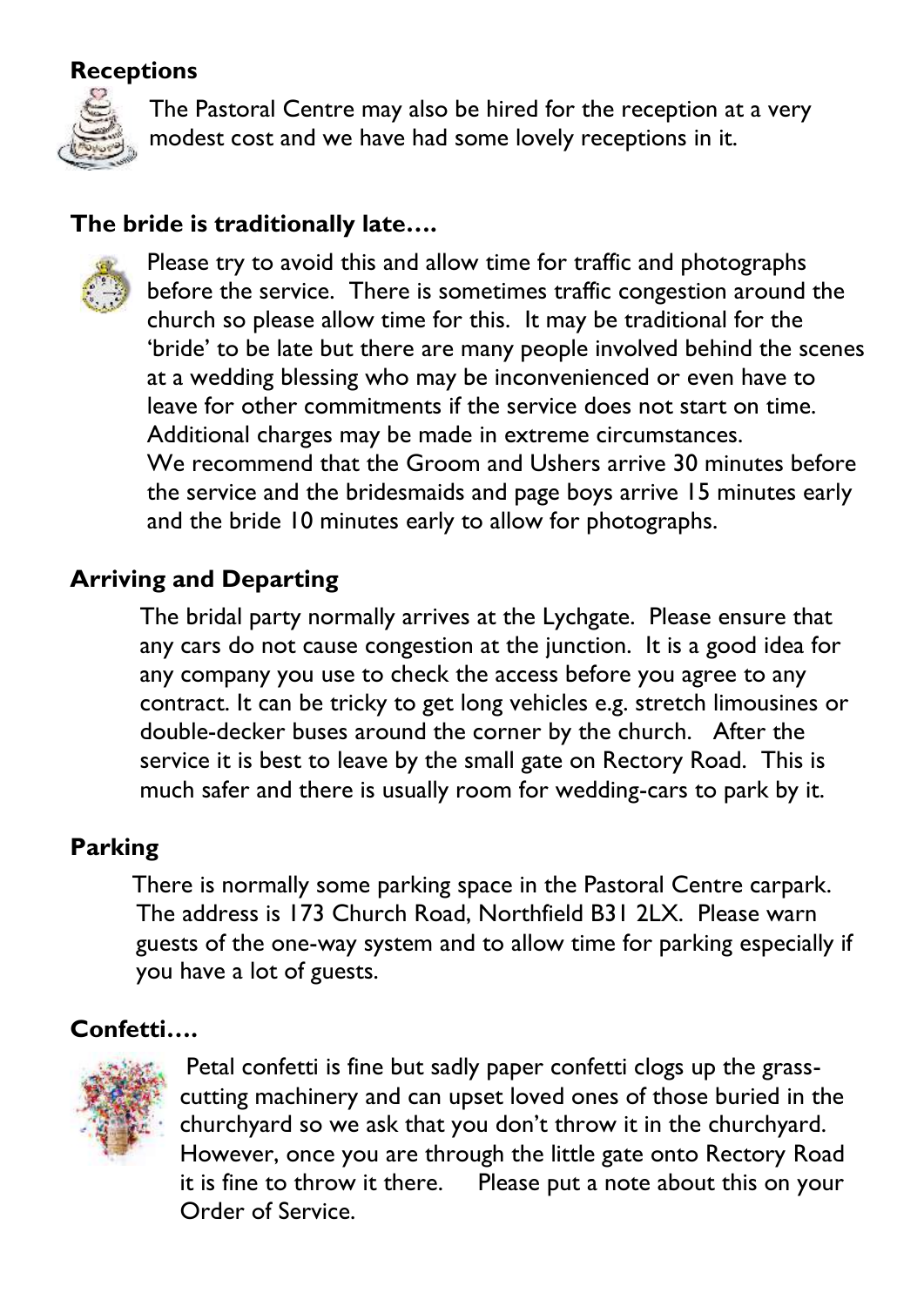## Receptions

The Pastoral Centre may also be hired for the reception at a very modest cost and we have had some lovely receptions in it.

## The bride is traditionally late….

Please try to avoid this and allow time for traffic and photographs before the service. There is sometimes traffic congestion around the church so please allow time for this. It may be traditional for the 'bride' to be late but there are many people involved behind the scenes at a wedding blessing who may be inconvenienced or even have to leave for other commitments if the service does not start on time. Additional charges may be made in extreme circumstances.
We recommend that the Groom and Ushers arrive 30 minutes before the service and the bridesmaids and page boys arrive 15 minutes early and the bride 10 minutes early to allow for photographs.

## Arriving and Departing

The bridal party normally arrives at the Lychgate. Please ensure that any cars do not cause congestion at the junction. It is a good idea for any company you use to check the access before you agree to any contract. It can be tricky to get long vehicles e.g. stretch limousines or double-decker buses around the corner by the church. After the service it is best to leave by the small gate on Rectory Road. This is much safer and there is usually room for wedding-cars to park by it.

## Parking

There is normally some parking space in the Pastoral Centre carpark. The address is 173 Church Road, Northfield B31 2LX. Please warn guests of the one-way system and to allow time for parking especially if you have a lot of guests.

## Confetti….

Petal confetti is fine but sadly paper confetti clogs up the grass-cutting machinery and can upset loved ones of those buried in the churchyard so we ask that you don't throw it in the churchyard. However, once you are through the little gate onto Rectory Road it is fine to throw it there. Please put a note about this on your Order of Service.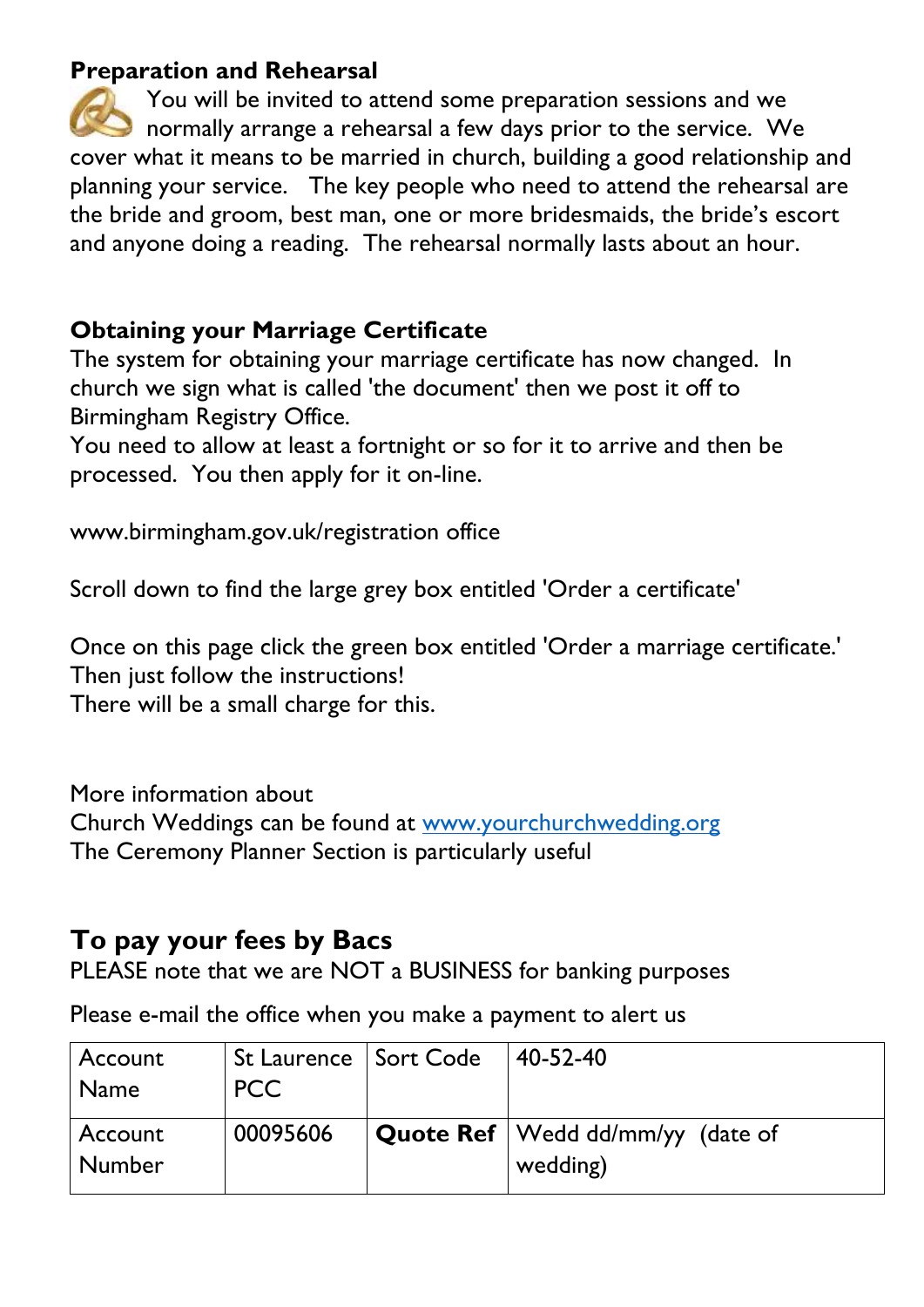**Preparation and Rehearsal**

You will be invited to attend some preparation sessions and we normally arrange a rehearsal a few days prior to the service. We cover what it means to be married in church, building a good relationship and planning your service. The key people who need to attend the rehearsal are the bride and groom, best man, one or more bridesmaids, the bride's escort and anyone doing a reading. The rehearsal normally lasts about an hour.

**Obtaining your Marriage Certificate**

The system for obtaining your marriage certificate has now changed. In church we sign what is called 'the document' then we post it off to Birmingham Registry Office.

You need to allow at least a fortnight or so for it to arrive and then be processed. You then apply for it on-line.

www.birmingham.gov.uk/registration office

Scroll down to find the large grey box entitled 'Order a certificate'

Once on this page click the green box entitled 'Order a marriage certificate.'
Then just follow the instructions!
There will be a small charge for this.

More information about
Church Weddings can be found at [www.yourchurchwedding.org](http://www.yourchurchwedding.org)
The Ceremony Planner Section is particularly useful

## To pay your fees by Bacs

PLEASE note that we are NOT a BUSINESS for banking purposes

Please e-mail the office when you make a payment to alert us

| | | | |
|---|---|---|---|
| Account Name | St Laurence PCC | Sort Code | 40-52-40 |
| Account Number | 00095606 | **Quote Ref** | Wedd dd/mm/yy (date of wedding) |